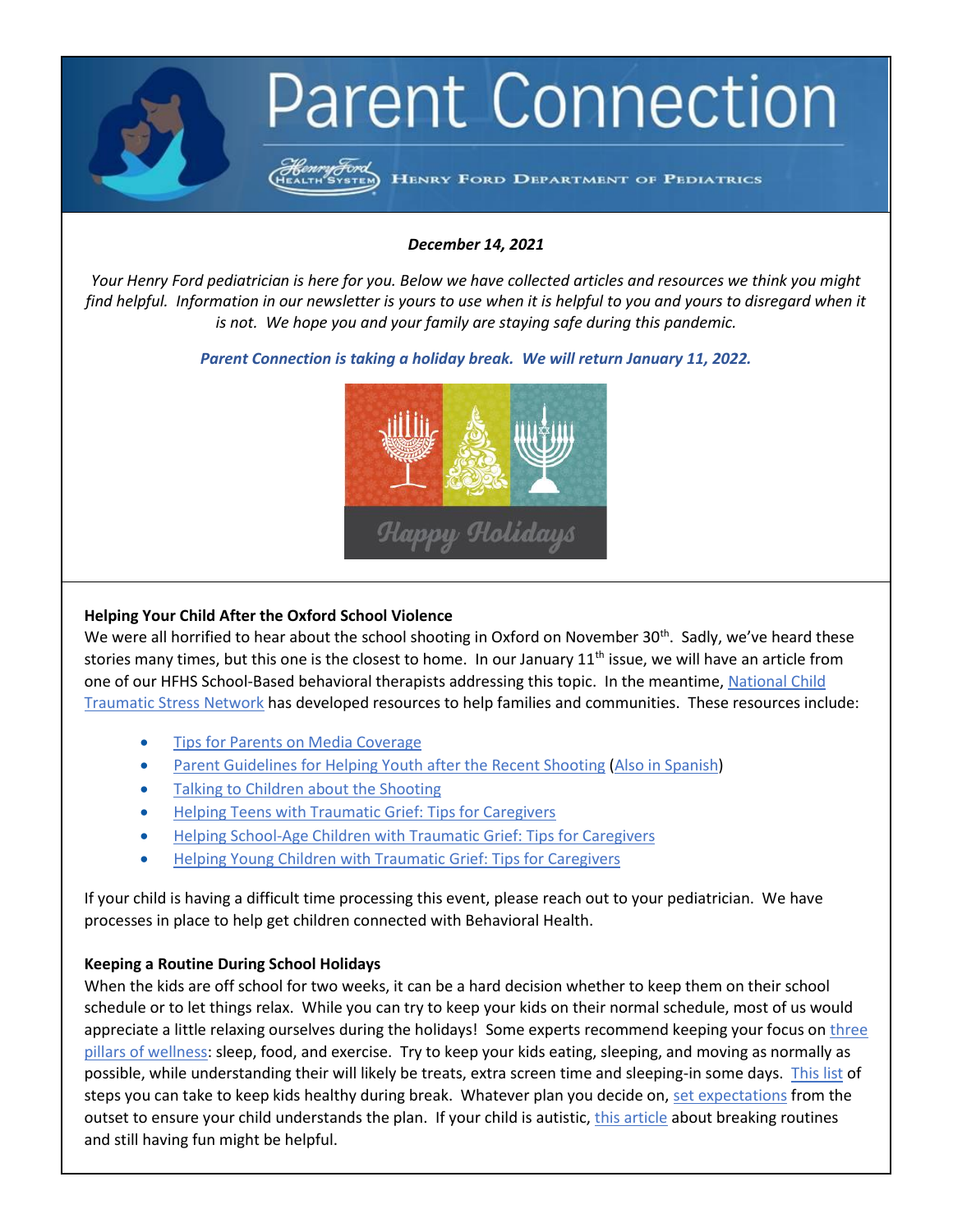# Parent Connection

HENRY FORD DEPARTMENT OF PEDIATRICS

***December 14, 2021***

*Your Henry Ford pediatrician is here for you. Below we have collected articles and resources we think you might find helpful. Information in our newsletter is yours to use when it is helpful to you and yours to disregard when it is not. We hope you and your family are staying safe during this pandemic.*

***Parent Connection is taking a holiday break. We will return January 11, 2022.***

Happy Holidays

**Helping Your Child After the Oxford School Violence**

We were all horrified to hear about the school shooting in Oxford on November 30th. Sadly, we've heard these stories many times, but this one is the closest to home. In our January 11th issue, we will have an article from one of our HFHS School-Based behavioral therapists addressing this topic. In the meantime, National Child Traumatic Stress Network has developed resources to help families and communities. These resources include:

- Tips for Parents on Media Coverage
- Parent Guidelines for Helping Youth after the Recent Shooting (Also in Spanish)
- Talking to Children about the Shooting
- Helping Teens with Traumatic Grief: Tips for Caregivers
- Helping School-Age Children with Traumatic Grief: Tips for Caregivers
- Helping Young Children with Traumatic Grief: Tips for Caregivers

If your child is having a difficult time processing this event, please reach out to your pediatrician. We have processes in place to help get children connected with Behavioral Health.

**Keeping a Routine During School Holidays**

When the kids are off school for two weeks, it can be a hard decision whether to keep them on their school schedule or to let things relax. While you can try to keep your kids on their normal schedule, most of us would appreciate a little relaxing ourselves during the holidays! Some experts recommend keeping your focus on three pillars of wellness: sleep, food, and exercise. Try to keep your kids eating, sleeping, and moving as normally as possible, while understanding their will likely be treats, extra screen time and sleeping-in some days. This list of steps you can take to keep kids healthy during break. Whatever plan you decide on, set expectations from the outset to ensure your child understands the plan. If your child is autistic, this article about breaking routines and still having fun might be helpful.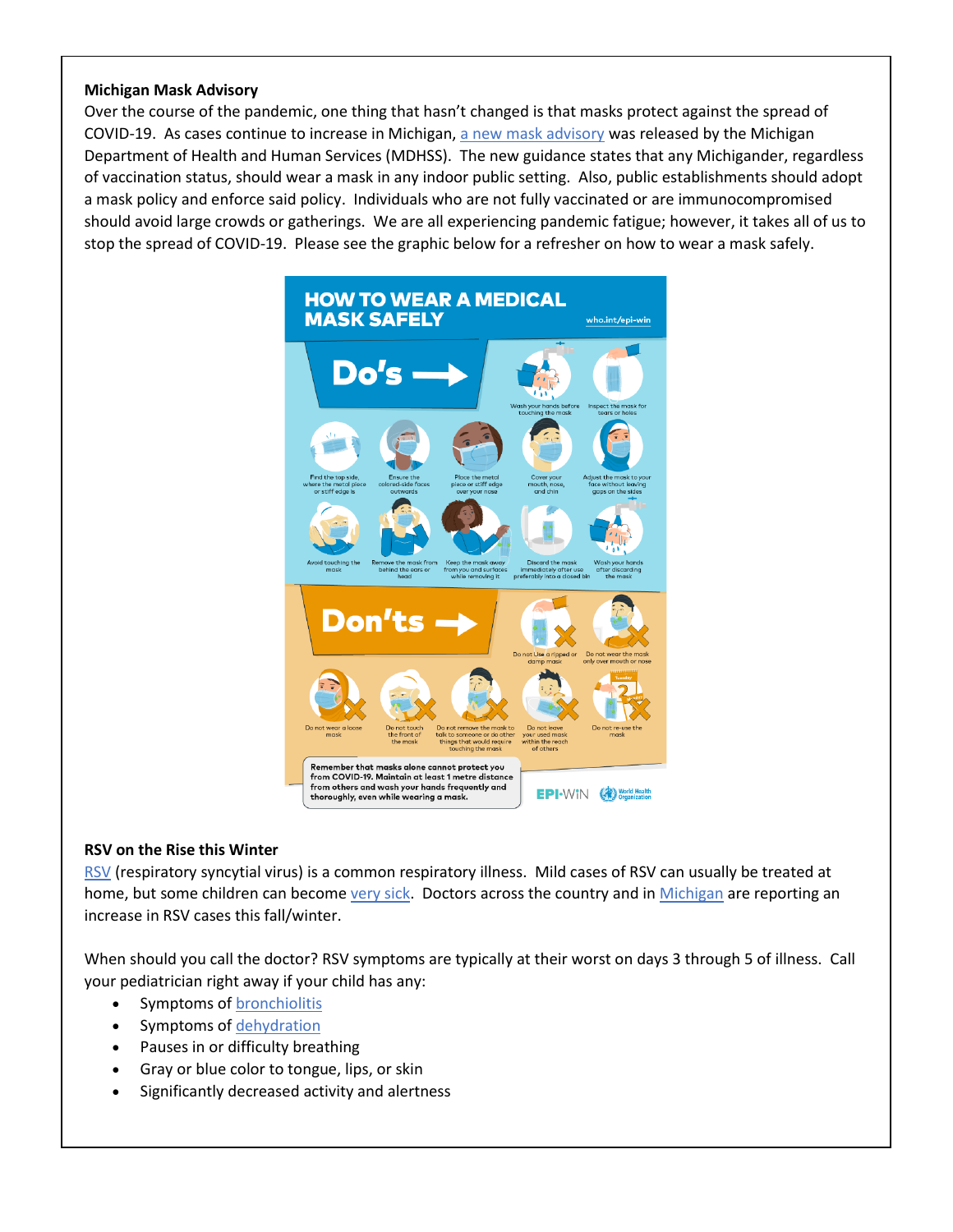**Michigan Mask Advisory**

Over the course of the pandemic, one thing that hasn't changed is that masks protect against the spread of COVID-19. As cases continue to increase in Michigan, a new mask advisory was released by the Michigan Department of Health and Human Services (MDHSS). The new guidance states that any Michigander, regardless of vaccination status, should wear a mask in any indoor public setting. Also, public establishments should adopt a mask policy and enforce said policy. Individuals who are not fully vaccinated or are immunocompromised should avoid large crowds or gatherings. We are all experiencing pandemic fatigue; however, it takes all of us to stop the spread of COVID-19. Please see the graphic below for a refresher on how to wear a mask safely.

**HOW TO WEAR A MEDICAL MASK SAFELY**

who.int/epi-win

**Do's**

- Wash your hands before touching the mask
- Inspect the mask for tears or holes
- Find the top side, where the metal piece or stiff edge is
- Ensure the colored-side faces outwards
- Place the metal piece or stiff edge over your nose
- Cover your mouth, nose, and chin
- Adjust the mask to your face without leaving gaps on the sides
- Avoid touching the mask
- Remove the mask from behind the ears or head
- Keep the mask away from you and surfaces while removing it
- Discard the mask immediately after use preferably into a closed bin
- Wash your hands after discarding the mask

**Don'ts**

- Do not Use a ripped or damp mask
- Do not wear the mask only over mouth or nose
- Do not wear a loose mask
- Do not touch the front of the mask
- Do not remove the mask to talk to someone or do other things that would require touching the mask
- Do not leave your used mask within the reach of others
- Do not re-use the mask

**Remember that masks alone cannot protect you from COVID-19. Maintain at least 1 metre distance from others and wash your hands frequently and thoroughly, even while wearing a mask.**

EPI·WIN World Health Organization

**RSV on the Rise this Winter**

RSV (respiratory syncytial virus) is a common respiratory illness. Mild cases of RSV can usually be treated at home, but some children can become very sick. Doctors across the country and in Michigan are reporting an increase in RSV cases this fall/winter.

When should you call the doctor? RSV symptoms are typically at their worst on days 3 through 5 of illness. Call your pediatrician right away if your child has any:

- Symptoms of bronchiolitis
- Symptoms of dehydration
- Pauses in or difficulty breathing
- Gray or blue color to tongue, lips, or skin
- Significantly decreased activity and alertness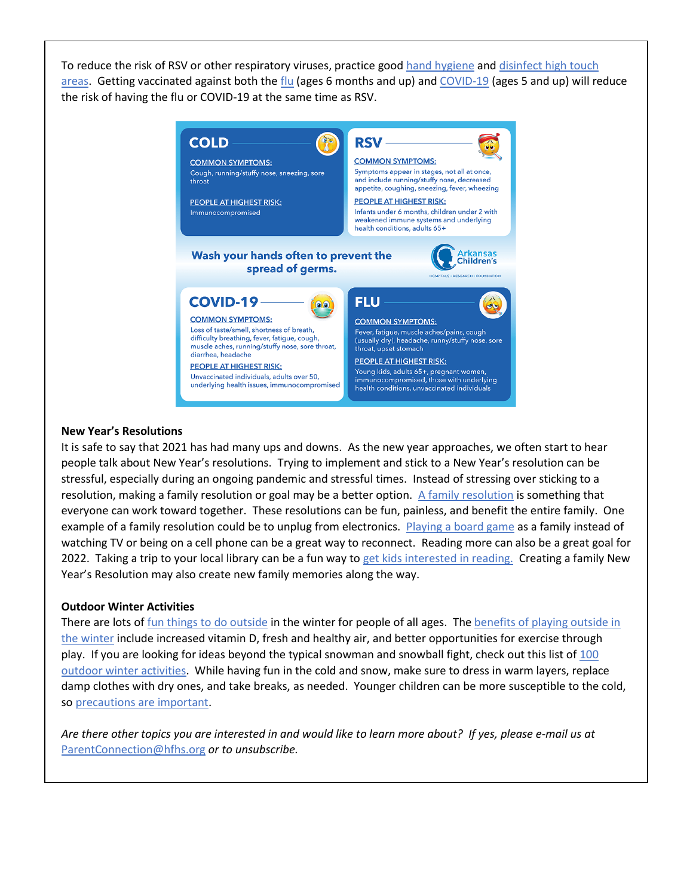To reduce the risk of RSV or other respiratory viruses, practice good hand hygiene and disinfect high touch areas. Getting vaccinated against both the flu (ages 6 months and up) and COVID-19 (ages 5 and up) will reduce the risk of having the flu or COVID-19 at the same time as RSV.

**COLD**

COMMON SYMPTOMS:
Cough, running/stuffy nose, sneezing, sore throat

PEOPLE AT HIGHEST RISK:
Immunocompromised

**RSV**

COMMON SYMPTOMS:
Symptoms appear in stages, not all at once, and include running/stuffy nose, decreased appetite, coughing, sneezing, fever, wheezing

PEOPLE AT HIGHEST RISK:
Infants under 6 months, children under 2 with weakened immune systems and underlying health conditions, adults 65+

**Wash your hands often to prevent the spread of germs.**

Arkansas Children's
HOSPITALS • RESEARCH • FOUNDATION

**COVID-19**

COMMON SYMPTOMS:
Loss of taste/smell, shortness of breath, difficulty breathing, fever, fatigue, cough, muscle aches, running/stuffy nose, sore throat, diarrhea, headache

PEOPLE AT HIGHEST RISK:
Unvaccinated individuals, adults over 50, underlying health issues, immunocompromised

**FLU**

COMMON SYMPTOMS:
Fever, fatigue, muscle aches/pains, cough (usually dry), headache, runny/stuffy nose, sore throat, upset stomach

PEOPLE AT HIGHEST RISK:
Young kids, adults 65+, pregnant women, immunocompromised, those with underlying health conditions, unvaccinated individuals

**New Year's Resolutions**

It is safe to say that 2021 has had many ups and downs. As the new year approaches, we often start to hear people talk about New Year's resolutions. Trying to implement and stick to a New Year's resolution can be stressful, especially during an ongoing pandemic and stressful times. Instead of stressing over sticking to a resolution, making a family resolution or goal may be a better option. A family resolution is something that everyone can work toward together. These resolutions can be fun, painless, and benefit the entire family. One example of a family resolution could be to unplug from electronics. Playing a board game as a family instead of watching TV or being on a cell phone can be a great way to reconnect. Reading more can also be a great goal for 2022. Taking a trip to your local library can be a fun way to get kids interested in reading. Creating a family New Year's Resolution may also create new family memories along the way.

**Outdoor Winter Activities**

There are lots of fun things to do outside in the winter for people of all ages. The benefits of playing outside in the winter include increased vitamin D, fresh and healthy air, and better opportunities for exercise through play. If you are looking for ideas beyond the typical snowman and snowball fight, check out this list of 100 outdoor winter activities. While having fun in the cold and snow, make sure to dress in warm layers, replace damp clothes with dry ones, and take breaks, as needed. Younger children can be more susceptible to the cold, so precautions are important.

*Are there other topics you are interested in and would like to learn more about? If yes, please e-mail us at* ParentConnection@hfhs.org *or to unsubscribe.*